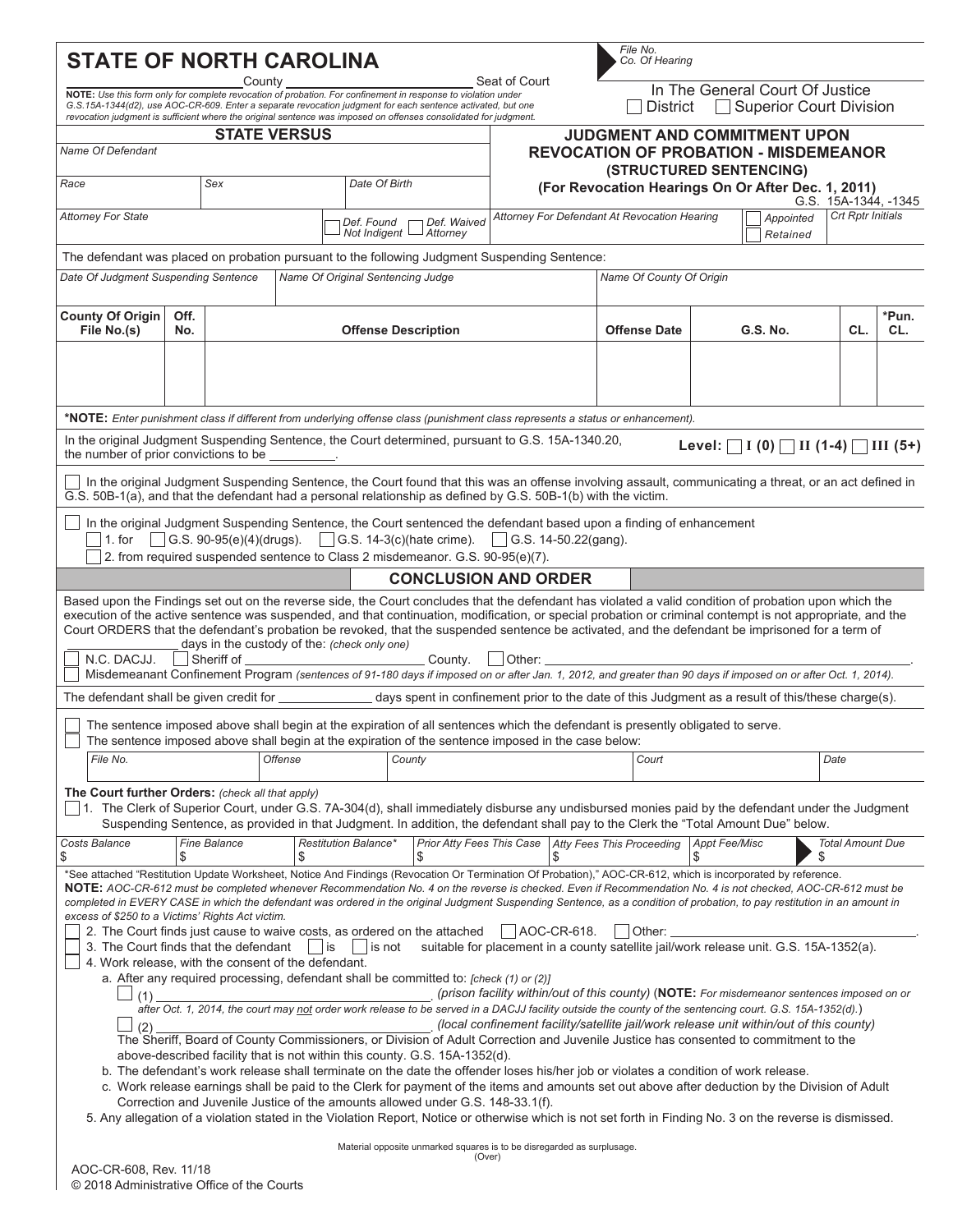# STATE OF NORTH CAROLINA

File No.

Co. Of Hearing

_______ County _______ Seat of Court

**NOTE:** *Use this form only for complete revocation of probation. For confinement in response to violation under G.S.15A-1344(d2), use AOC-CR-609. Enter a separate revocation judgment for each sentence activated, but one revocation judgment is sufficient where the original sentence was imposed on offenses consolidated for judgment.*

In The General Court Of Justice
☐ District ☐ Superior Court Division

## STATE VERSUS

Name Of Defendant

| Race | Sex | Date Of Birth |
|---|---|---|
| | | |

Attorney For State

☐ Def. Found Not Indigent ☐ Def. Waived Attorney

## JUDGMENT AND COMMITMENT UPON REVOCATION OF PROBATION - MISDEMEANOR (STRUCTURED SENTENCING)

**(For Revocation Hearings On Or After Dec. 1, 2011)**

G.S. 15A-1344, -1345

Attorney For Defendant At Revocation Hearing ☐ Appointed ☐ Retained | Crt Rptr Initials

The defendant was placed on probation pursuant to the following Judgment Suspending Sentence:

| Date Of Judgment Suspending Sentence | Name Of Original Sentencing Judge | Name Of County Of Origin |
|---|---|---|
| | | |

| County Of Origin File No.(s) | Off. No. | Offense Description | Offense Date | G.S. No. | CL. | *Pun. CL. |
|---|---|---|---|---|---|---|
| | | | | | | |

***NOTE:** *Enter punishment class if different from underlying offense class (punishment class represents a status or enhancement).*

In the original Judgment Suspending Sentence, the Court determined, pursuant to G.S. 15A-1340.20, the number of prior convictions to be _________.

**Level:** ☐ **I (0)** ☐ **II (1-4)** ☐ **III (5+)**

☐ In the original Judgment Suspending Sentence, the Court found that this was an offense involving assault, communicating a threat, or an act defined in G.S. 50B-1(a), and that the defendant had a personal relationship as defined by G.S. 50B-1(b) with the victim.

☐ In the original Judgment Suspending Sentence, the Court sentenced the defendant based upon a finding of enhancement
☐ 1. for ☐ G.S. 90-95(e)(4)(drugs). ☐ G.S. 14-3(c)(hate crime). ☐ G.S. 14-50.22(gang).
☐ 2. from required suspended sentence to Class 2 misdemeanor. G.S. 90-95(e)(7).

## CONCLUSION AND ORDER

Based upon the Findings set out on the reverse side, the Court concludes that the defendant has violated a valid condition of probation upon which the execution of the active sentence was suspended, and that continuation, modification, or special probation or criminal contempt is not appropriate, and the Court ORDERS that the defendant's probation be revoked, that the suspended sentence be activated, and the defendant be imprisoned for a term of _________ days in the custody of the: *(check only one)*

☐ N.C. DACJJ. ☐ Sheriff of _________ County. ☐ Other: _________.

☐ Misdemeanant Confinement Program *(sentences of 91-180 days if imposed on or after Jan. 1, 2012, and greater than 90 days if imposed on or after Oct. 1, 2014).*

The defendant shall be given credit for _________ days spent in confinement prior to the date of this Judgment as a result of this/these charge(s).

☐ The sentence imposed above shall begin at the expiration of all sentences which the defendant is presently obligated to serve.
☐ The sentence imposed above shall begin at the expiration of the sentence imposed in the case below:

| File No. | Offense | County | Court | Date |
|---|---|---|---|---|
| | | | | |

**The Court further Orders:** *(check all that apply)*

☐ 1. The Clerk of Superior Court, under G.S. 7A-304(d), shall immediately disburse any undisbursed monies paid by the defendant under the Judgment Suspending Sentence, as provided in that Judgment. In addition, the defendant shall pay to the Clerk the "Total Amount Due" below.

| Costs Balance | Fine Balance | Restitution Balance* | Prior Atty Fees This Case | Atty Fees This Proceeding | Appt Fee/Misc | Total Amount Due |
|---|---|---|---|---|---|---|
| $ | $ | $ | $ | $ | $ | $ |

*See attached "Restitution Update Worksheet, Notice And Findings (Revocation Or Termination Of Probation)," AOC-CR-612, which is incorporated by reference.
**NOTE:** AOC-CR-612 must be completed whenever Recommendation No. 4 on the reverse is checked. Even if Recommendation No. 4 is not checked, AOC-CR-612 must be completed in EVERY CASE in which the defendant was ordered in the original Judgment Suspending Sentence, as a condition of probation, to pay restitution in an amount in excess of $250 to a Victims' Rights Act victim.

☐ 2. The Court finds just cause to waive costs, as ordered on the attached ☐ AOC-CR-618. ☐ Other: _________.

☐ 3. The Court finds that the defendant ☐ is ☐ is not suitable for placement in a county satellite jail/work release unit. G.S. 15A-1352(a).

☐ 4. Work release, with the consent of the defendant.

a. After any required processing, defendant shall be committed to: *[check (1) or (2)]*

☐ (1) _________. *(prison facility within/out of this county)* (**NOTE:** *For misdemeanor sentences imposed on or after Oct. 1, 2014, the court may not order work release to be served in a DACJJ facility outside the county of the sentencing court. G.S. 15A-1352(d).*)

☐ (2) _________. *(local confinement facility/satellite jail/work release unit within/out of this county)*

The Sheriff, Board of County Commissioners, or Division of Adult Correction and Juvenile Justice has consented to commitment to the above-described facility that is not within this county. G.S. 15A-1352(d).

b. The defendant's work release shall terminate on the date the offender loses his/her job or violates a condition of work release.

c. Work release earnings shall be paid to the Clerk for payment of the items and amounts set out above after deduction by the Division of Adult Correction and Juvenile Justice of the amounts allowed under G.S. 148-33.1(f).

5. Any allegation of a violation stated in the Violation Report, Notice or otherwise which is not set forth in Finding No. 3 on the reverse is dismissed.

Material opposite unmarked squares is to be disregarded as surplusage.
(Over)

AOC-CR-608, Rev. 11/18
© 2018 Administrative Office of the Courts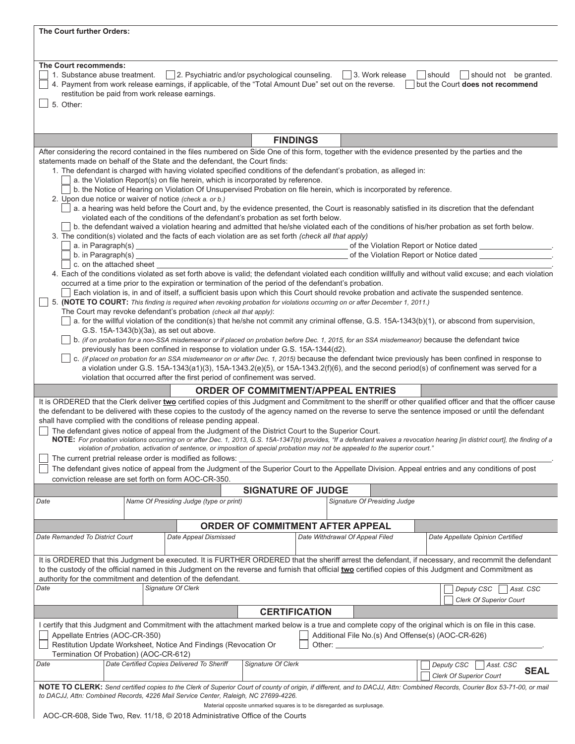**The Court further Orders:**

**The Court recommends:**

- ☐ 1. Substance abuse treatment. ☐ 2. Psychiatric and/or psychological counseling. ☐ 3. Work release ☐ should ☐ should not be granted.
- ☐ 4. Payment from work release earnings, if applicable, of the "Total Amount Due" set out on the reverse. ☐ but the Court **does not recommend** restitution be paid from work release earnings.
- ☐ 5. Other:

## FINDINGS

After considering the record contained in the files numbered on Side One of this form, together with the evidence presented by the parties and the statements made on behalf of the State and the defendant, the Court finds:

1. The defendant is charged with having violated specified conditions of the defendant's probation, as alleged in:
   - ☐ a. the Violation Report(s) on file herein, which is incorporated by reference.
   - ☐ b. the Notice of Hearing on Violation Of Unsupervised Probation on file herein, which is incorporated by reference.
2. Upon due notice or waiver of notice *(check a. or b.)*
   - ☐ a. a hearing was held before the Court and, by the evidence presented, the Court is reasonably satisfied in its discretion that the defendant violated each of the conditions of the defendant's probation as set forth below.
   - ☐ b. the defendant waived a violation hearing and admitted that he/she violated each of the conditions of his/her probation as set forth below.
3. The condition(s) violated and the facts of each violation are as set forth *(check all that apply)*
   - ☐ a. in Paragraph(s) ____________ of the Violation Report or Notice dated ____________.
   - ☐ b. in Paragraph(s) ____________ of the Violation Report or Notice dated ____________.
   - ☐ c. on the attached sheet ____________.
4. Each of the conditions violated as set forth above is valid; the defendant violated each condition willfully and without valid excuse; and each violation occurred at a time prior to the expiration or termination of the period of the defendant's probation.
   - ☐ Each violation is, in and of itself, a sufficient basis upon which this Court should revoke probation and activate the suspended sentence.
5. ☐ **(NOTE TO COURT:** *This finding is required when revoking probation for violations occurring on or after December 1, 2011.)*
   The Court may revoke defendant's probation *(check all that apply)*:
   - ☐ a. for the willful violation of the condition(s) that he/she not commit any criminal offense, G.S. 15A-1343(b)(1), or abscond from supervision, G.S. 15A-1343(b)(3a), as set out above.
   - ☐ b. *(if on probation for a non-SSA misdemeanor or if placed on probation before Dec. 1, 2015, for an SSA misdemeanor)* because the defendant twice previously has been confined in response to violation under G.S. 15A-1344(d2).
   - ☐ c. *(if placed on probation for an SSA misdemeanor on or after Dec. 1, 2015)* because the defendant twice previously has been confined in response to a violation under G.S. 15A-1343(a1)(3), 15A-1343.2(e)(5), or 15A-1343.2(f)(6), and the second period(s) of confinement was served for a violation that occurred after the first period of confinement was served.

## ORDER OF COMMITMENT/APPEAL ENTRIES

It is ORDERED that the Clerk deliver **two** certified copies of this Judgment and Commitment to the sheriff or other qualified officer and that the officer cause the defendant to be delivered with these copies to the custody of the agency named on the reverse to serve the sentence imposed or until the defendant shall have complied with the conditions of release pending appeal.

☐ The defendant gives notice of appeal from the Judgment of the District Court to the Superior Court.
**NOTE:** *For probation violations occurring on or after Dec. 1, 2013, G.S. 15A-1347(b) provides, "If a defendant waives a revocation hearing [in district court], the finding of a violation of probation, activation of sentence, or imposition of special probation may not be appealed to the superior court."*

☐ The current pretrial release order is modified as follows: ____________.

☐ The defendant gives notice of appeal from the Judgment of the Superior Court to the Appellate Division. Appeal entries and any conditions of post conviction release are set forth on form AOC-CR-350.

## SIGNATURE OF JUDGE

| Date | Name Of Presiding Judge (type or print) | Signature Of Presiding Judge |
|---|---|---|
| | | |

## ORDER OF COMMITMENT AFTER APPEAL

| Date Remanded To District Court | Date Appeal Dismissed | Date Withdrawal Of Appeal Filed | Date Appellate Opinion Certified |
|---|---|---|---|
| | | | |

It is ORDERED that this Judgment be executed. It is FURTHER ORDERED that the sheriff arrest the defendant, if necessary, and recommit the defendant to the custody of the official named in this Judgment on the reverse and furnish that official **two** certified copies of this Judgment and Commitment as authority for the commitment and detention of the defendant.

| Date | Signature Of Clerk | ☐ Deputy CSC ☐ Asst. CSC ☐ Clerk Of Superior Court |
|---|---|---|
| | | |

## CERTIFICATION

I certify that this Judgment and Commitment with the attachment marked below is a true and complete copy of the original which is on file in this case.

- ☐ Appellate Entries (AOC-CR-350)
- ☐ Restitution Update Worksheet, Notice And Findings (Revocation Or Termination Of Probation) (AOC-CR-612)
- ☐ Additional File No.(s) And Offense(s) (AOC-CR-626)
- ☐ Other: ____________.

| Date | Date Certified Copies Delivered To Sheriff | Signature Of Clerk | ☐ Deputy CSC ☐ Asst. CSC ☐ Clerk Of Superior Court | SEAL |
|---|---|---|---|---|
| | | | | |

**NOTE TO CLERK:** *Send certified copies to the Clerk of Superior Court of county of origin, if different, and to DACJJ, Attn: Combined Records, Courier Box 53-71-00, or mail to DACJJ, Attn: Combined Records, 4226 Mail Service Center, Raleigh, NC 27699-4226.*

Material opposite unmarked squares is to be disregarded as surplusage.

AOC-CR-608, Side Two, Rev. 11/18, © 2018 Administrative Office of the Courts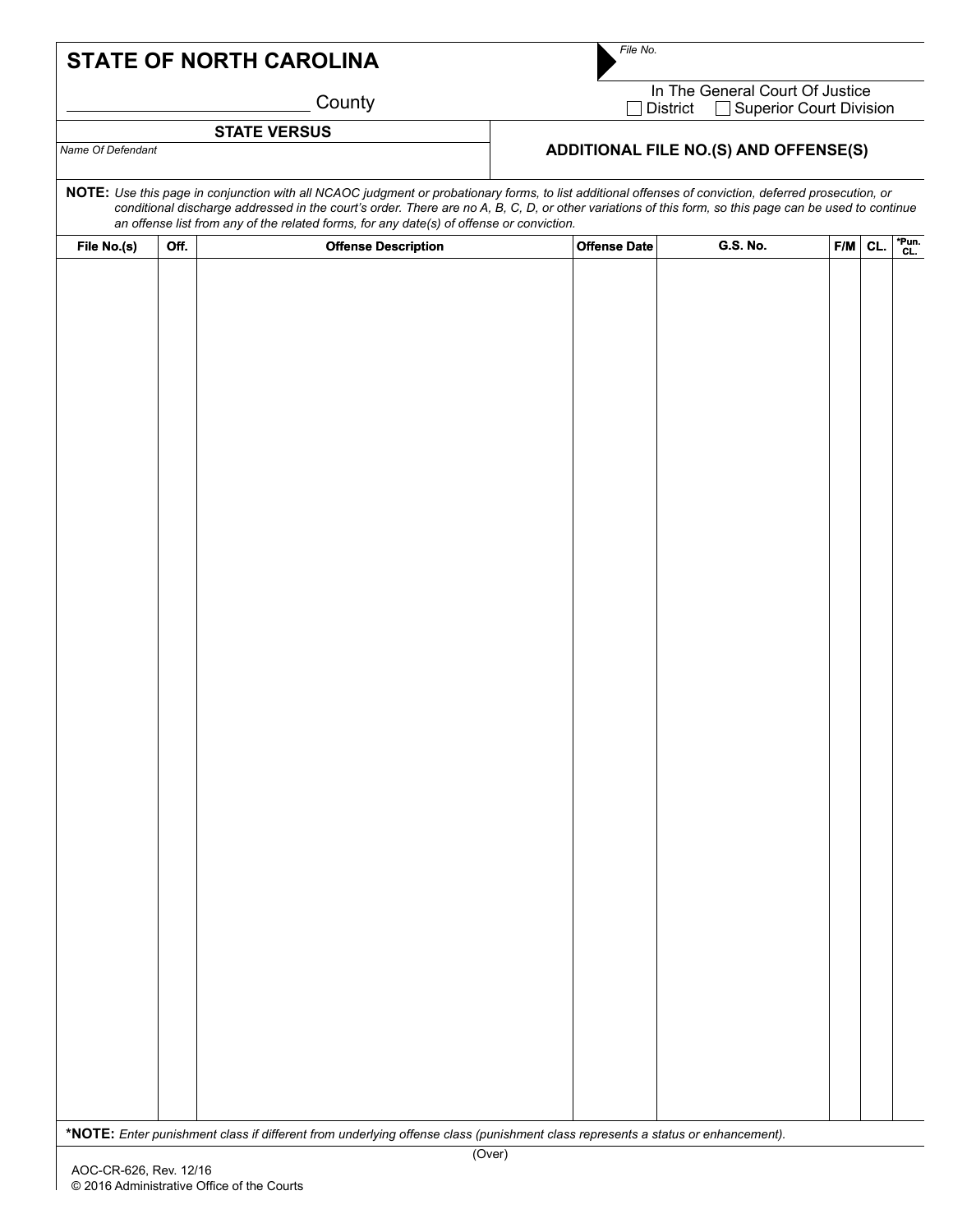# STATE OF NORTH CAROLINA

*File No.*

_________________________ County

In The General Court Of Justice
☐ District ☐ Superior Court Division

**STATE VERSUS**

*Name Of Defendant*

**ADDITIONAL FILE NO.(S) AND OFFENSE(S)**

**NOTE:** *Use this page in conjunction with all NCAOC judgment or probationary forms, to list additional offenses of conviction, deferred prosecution, or conditional discharge addressed in the court's order. There are no A, B, C, D, or other variations of this form, so this page can be used to continue an offense list from any of the related forms, for any date(s) of offense or conviction.*

| File No.(s) | Off. | Offense Description | Offense Date | G.S. No. | F/M | CL. | *Pun. CL. |
|---|---|---|---|---|---|---|---|
| | | | | | | | |

***NOTE:** *Enter punishment class if different from underlying offense class (punishment class represents a status or enhancement).*

(Over)

AOC-CR-626, Rev. 12/16
© 2016 Administrative Office of the Courts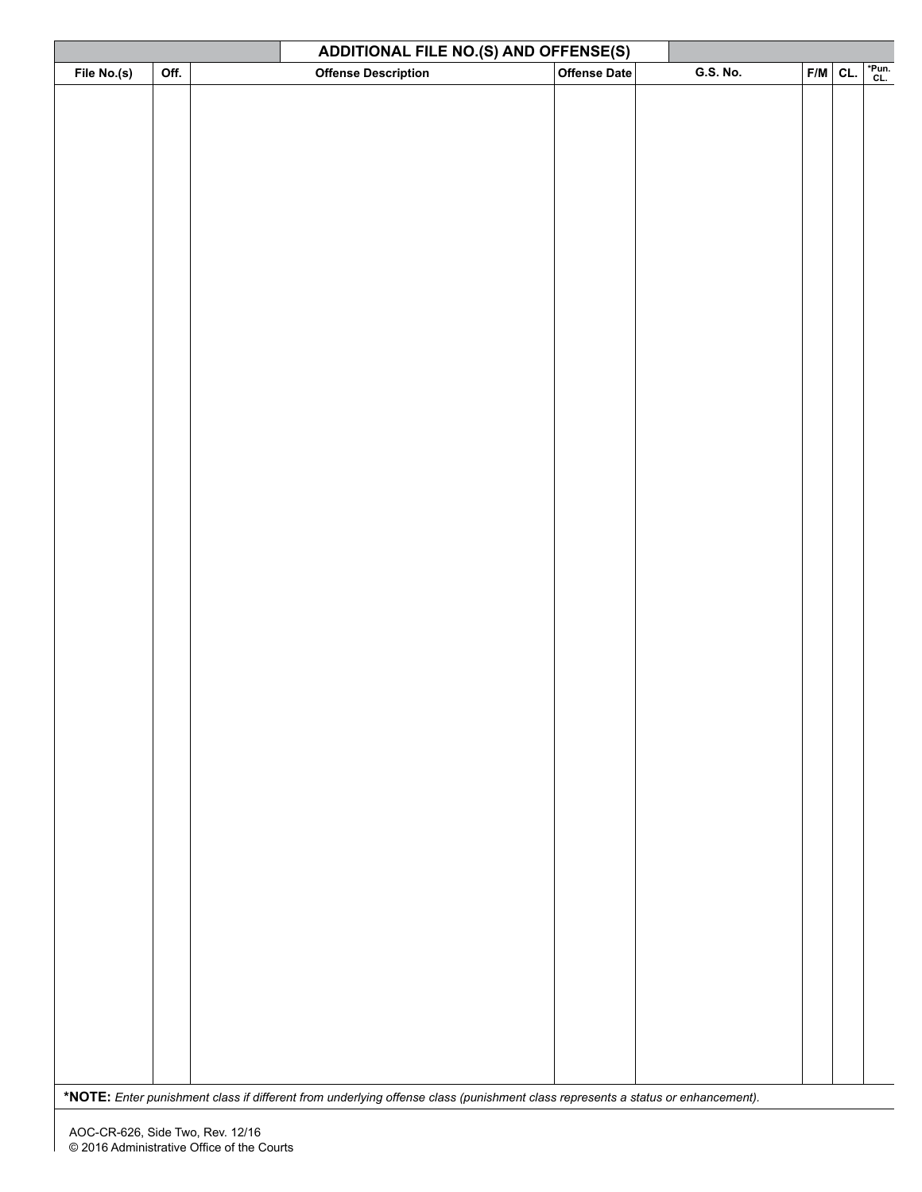## ADDITIONAL FILE NO.(S) AND OFFENSE(S)

| File No.(s) | Off. | Offense Description | Offense Date | G.S. No. | F/M | CL. | *Pun. CL. |
|---|---|---|---|---|---|---|---|
| | | | | | | | |

***NOTE:** *Enter punishment class if different from underlying offense class (punishment class represents a status or enhancement).*

AOC-CR-626, Side Two, Rev. 12/16
© 2016 Administrative Office of the Courts